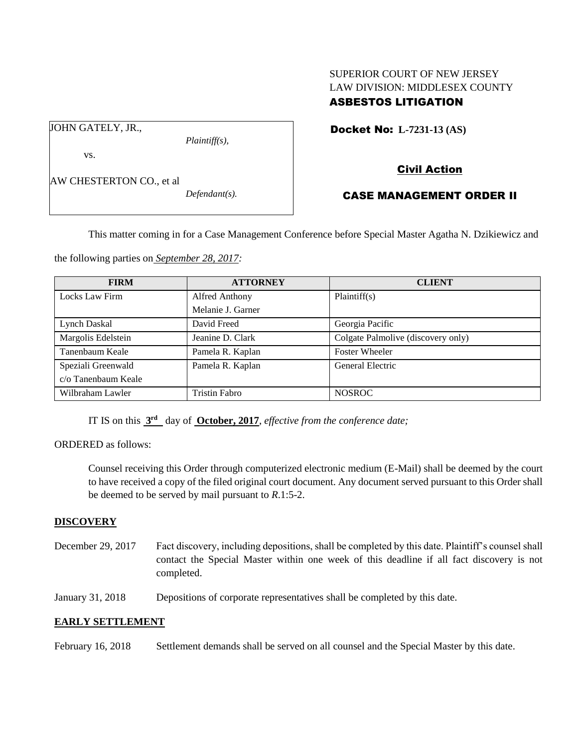SUPERIOR COURT OF NEW JERSEY
LAW DIVISION: MIDDLESEX COUNTY
**ASBESTOS LITIGATION**

JOHN GATELY, JR.,
*Plaintiff(s),*

vs.

AW CHESTERTON CO., et al
*Defendant(s).*

**Docket No: L-7231-13 (AS)**

**Civil Action**

**CASE MANAGEMENT ORDER II**

This matter coming in for a Case Management Conference before Special Master Agatha N. Dzikiewicz and the following parties on *September 28, 2017:*

| FIRM | ATTORNEY | CLIENT |
|---|---|---|
| Locks Law Firm | Alfred Anthony<br>Melanie J. Garner | Plaintiff(s) |
| Lynch Daskal | David Freed | Georgia Pacific |
| Margolis Edelstein | Jeanine D. Clark | Colgate Palmolive (discovery only) |
| Tanenbaum Keale | Pamela R. Kaplan | Foster Wheeler |
| Speziali Greenwald c/o Tanenbaum Keale | Pamela R. Kaplan | General Electric |
| Wilbraham Lawler | Tristin Fabro | NOSROC |

IT IS on this **3rd** day of **October, 2017**, *effective from the conference date;*

ORDERED as follows:

Counsel receiving this Order through computerized electronic medium (E-Mail) shall be deemed by the court to have received a copy of the filed original court document. Any document served pursuant to this Order shall be deemed to be served by mail pursuant to *R*.1:5-2.

**DISCOVERY**

December 29, 2017 — Fact discovery, including depositions, shall be completed by this date. Plaintiff's counsel shall contact the Special Master within one week of this deadline if all fact discovery is not completed.

January 31, 2018 — Depositions of corporate representatives shall be completed by this date.

**EARLY SETTLEMENT**

February 16, 2018 — Settlement demands shall be served on all counsel and the Special Master by this date.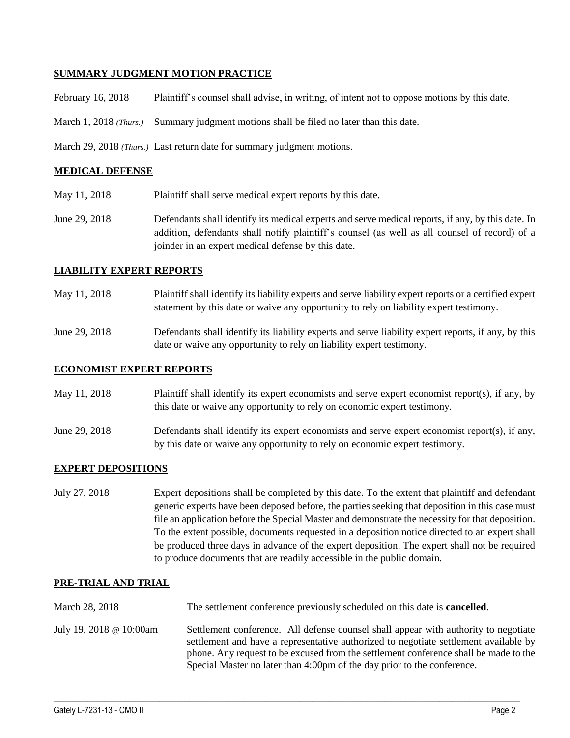**SUMMARY JUDGMENT MOTION PRACTICE**

February 16, 2018 Plaintiff's counsel shall advise, in writing, of intent not to oppose motions by this date.

March 1, 2018 *(Thurs.)* Summary judgment motions shall be filed no later than this date.

March 29, 2018 *(Thurs.)* Last return date for summary judgment motions.

**MEDICAL DEFENSE**

May 11, 2018 Plaintiff shall serve medical expert reports by this date.

June 29, 2018 Defendants shall identify its medical experts and serve medical reports, if any, by this date. In addition, defendants shall notify plaintiff's counsel (as well as all counsel of record) of a joinder in an expert medical defense by this date.

**LIABILITY EXPERT REPORTS**

May 11, 2018 Plaintiff shall identify its liability experts and serve liability expert reports or a certified expert statement by this date or waive any opportunity to rely on liability expert testimony.

June 29, 2018 Defendants shall identify its liability experts and serve liability expert reports, if any, by this date or waive any opportunity to rely on liability expert testimony.

**ECONOMIST EXPERT REPORTS**

May 11, 2018 Plaintiff shall identify its expert economists and serve expert economist report(s), if any, by this date or waive any opportunity to rely on economic expert testimony.

June 29, 2018 Defendants shall identify its expert economists and serve expert economist report(s), if any, by this date or waive any opportunity to rely on economic expert testimony.

**EXPERT DEPOSITIONS**

July 27, 2018 Expert depositions shall be completed by this date. To the extent that plaintiff and defendant generic experts have been deposed before, the parties seeking that deposition in this case must file an application before the Special Master and demonstrate the necessity for that deposition. To the extent possible, documents requested in a deposition notice directed to an expert shall be produced three days in advance of the expert deposition. The expert shall not be required to produce documents that are readily accessible in the public domain.

**PRE-TRIAL AND TRIAL**

March 28, 2018 The settlement conference previously scheduled on this date is **cancelled**.

July 19, 2018 @ 10:00am Settlement conference. All defense counsel shall appear with authority to negotiate settlement and have a representative authorized to negotiate settlement available by phone. Any request to be excused from the settlement conference shall be made to the Special Master no later than 4:00pm of the day prior to the conference.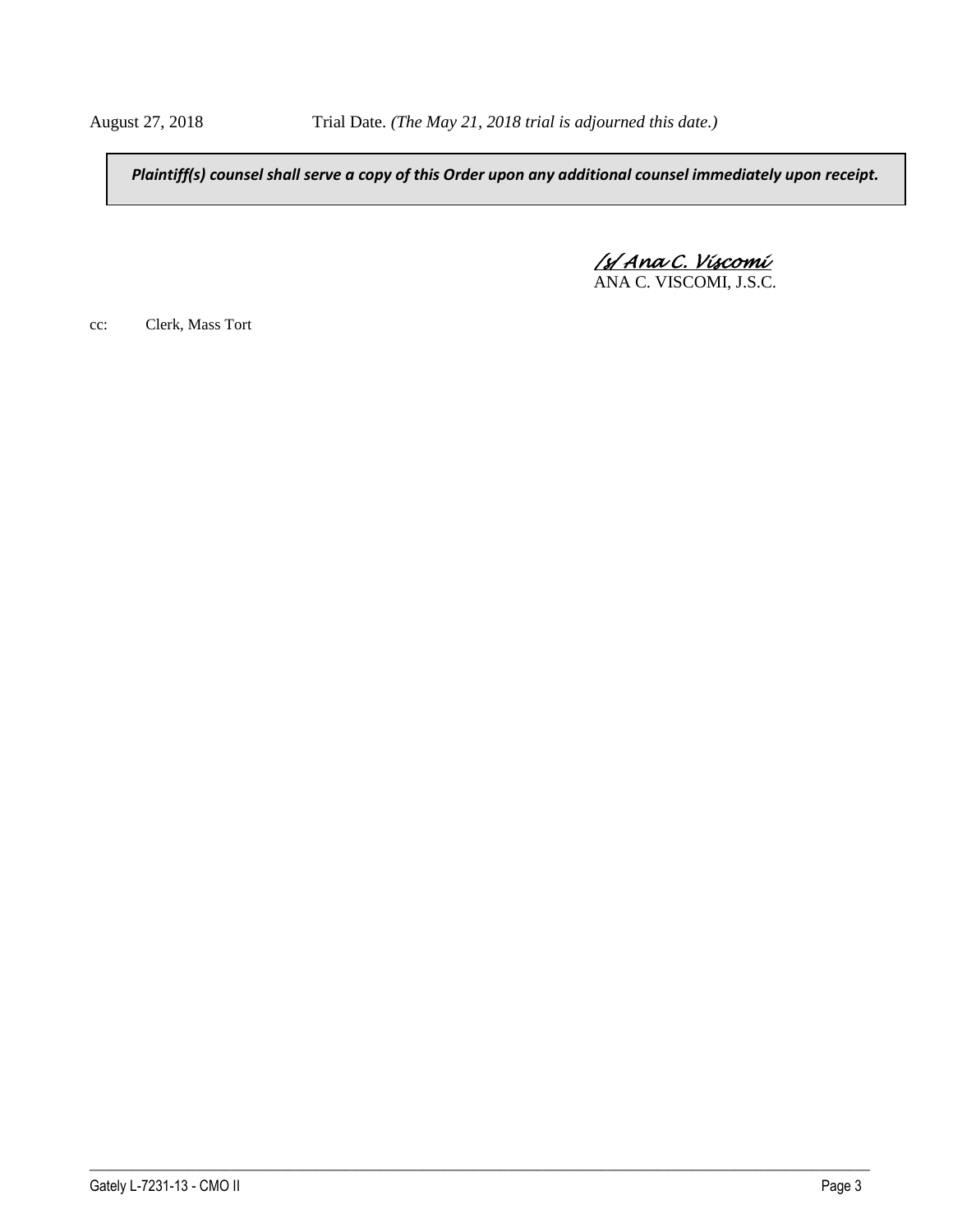August 27, 2018 Trial Date. *(The May 21, 2018 trial is adjourned this date.)*

***Plaintiff(s) counsel shall serve a copy of this Order upon any additional counsel immediately upon receipt.***

/s/ Ana C. Viscomi
ANA C. VISCOMI, J.S.C.

cc: Clerk, Mass Tort